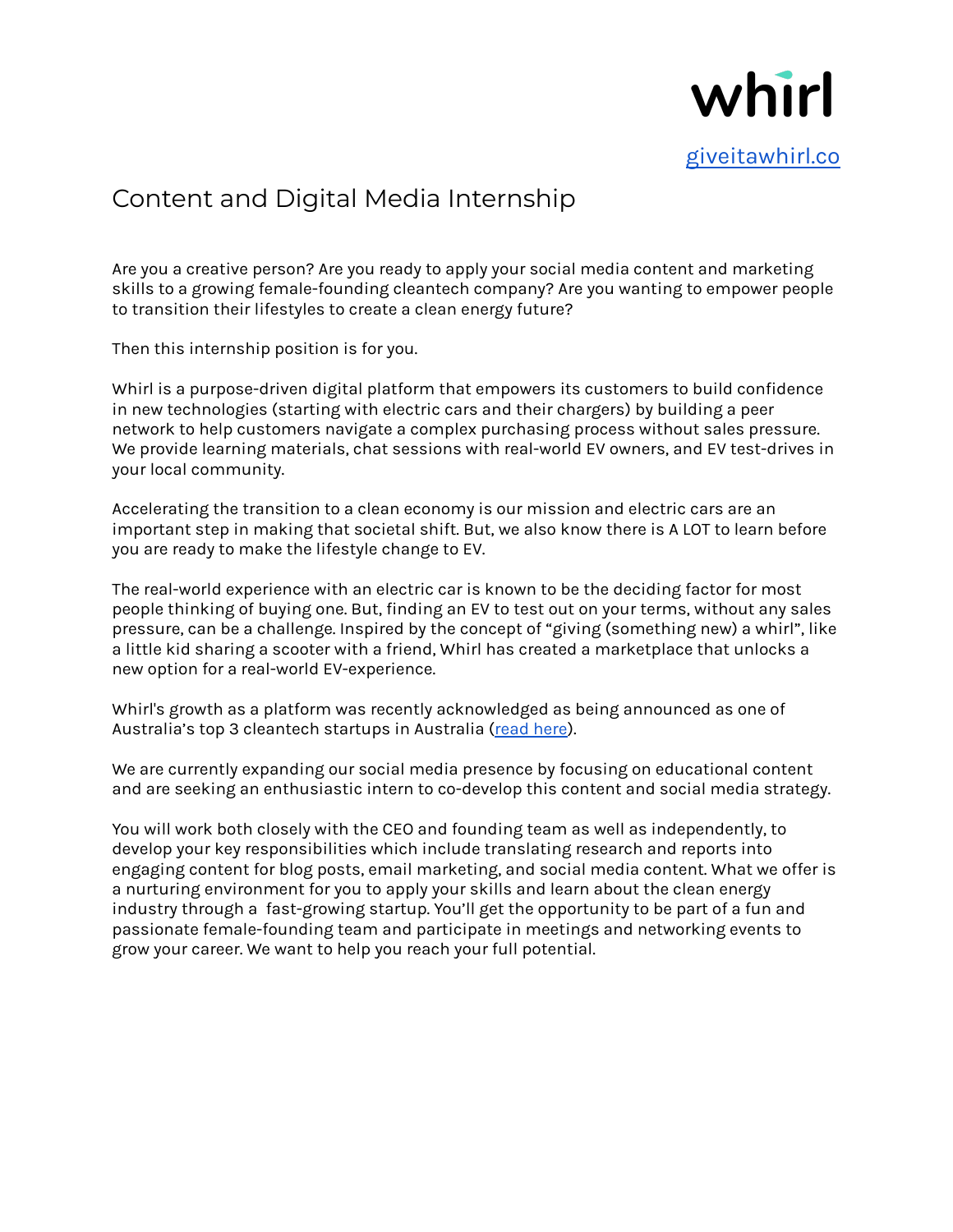whirl

[giveitawhirl.co](giveitawhirl.co)

# Content and Digital Media Internship

Are you a creative person? Are you ready to apply your social media content and marketing skills to a growing female-founding cleantech company? Are you wanting to empower people to transition their lifestyles to create a clean energy future?

Then this internship position is for you.

Whirl is a purpose-driven digital platform that empowers its customers to build confidence in new technologies (starting with electric cars and their chargers) by building a peer network to help customers navigate a complex purchasing process without sales pressure. We provide learning materials, chat sessions with real-world EV owners, and EV test-drives in your local community.

Accelerating the transition to a clean economy is our mission and electric cars are an important step in making that societal shift. But, we also know there is A LOT to learn before you are ready to make the lifestyle change to EV.

The real-world experience with an electric car is known to be the deciding factor for most people thinking of buying one. But, finding an EV to test out on your terms, without any sales pressure, can be a challenge. Inspired by the concept of "giving (something new) a whirl", like a little kid sharing a scooter with a friend, Whirl has created a marketplace that unlocks a new option for a real-world EV-experience.

Whirl's growth as a platform was recently acknowledged as being announced as one of Australia's top 3 cleantech startups in Australia (read here).

We are currently expanding our social media presence by focusing on educational content and are seeking an enthusiastic intern to co-develop this content and social media strategy.

You will work both closely with the CEO and founding team as well as independently, to develop your key responsibilities which include translating research and reports into engaging content for blog posts, email marketing, and social media content. What we offer is a nurturing environment for you to apply your skills and learn about the clean energy industry through a fast-growing startup. You'll get the opportunity to be part of a fun and passionate female-founding team and participate in meetings and networking events to grow your career. We want to help you reach your full potential.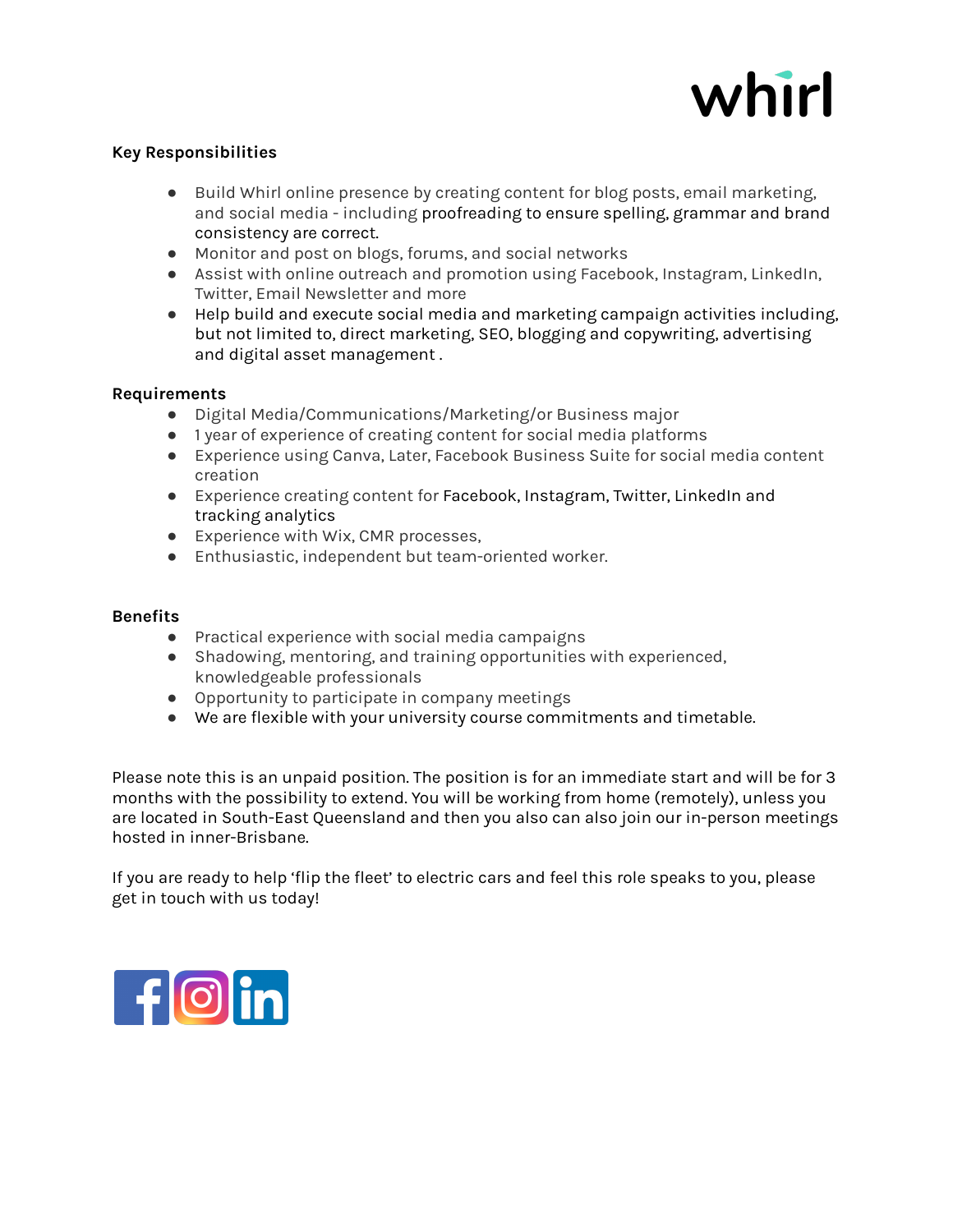whirl

**Key Responsibilities**

- Build Whirl online presence by creating content for blog posts, email marketing, and social media - including proofreading to ensure spelling, grammar and brand consistency are correct.
- Monitor and post on blogs, forums, and social networks
- Assist with online outreach and promotion using Facebook, Instagram, LinkedIn, Twitter, Email Newsletter and more
- Help build and execute social media and marketing campaign activities including, but not limited to, direct marketing, SEO, blogging and copywriting, advertising and digital asset management .

**Requirements**

- Digital Media/Communications/Marketing/or Business major
- 1 year of experience of creating content for social media platforms
- Experience using Canva, Later, Facebook Business Suite for social media content creation
- Experience creating content for Facebook, Instagram, Twitter, LinkedIn and tracking analytics
- Experience with Wix, CMR processes,
- Enthusiastic, independent but team-oriented worker.

**Benefits**

- Practical experience with social media campaigns
- Shadowing, mentoring, and training opportunities with experienced, knowledgeable professionals
- Opportunity to participate in company meetings
- We are flexible with your university course commitments and timetable.

Please note this is an unpaid position. The position is for an immediate start and will be for 3 months with the possibility to extend. You will be working from home (remotely), unless you are located in South-East Queensland and then you also can also join our in-person meetings hosted in inner-Brisbane.

If you are ready to help 'flip the fleet' to electric cars and feel this role speaks to you, please get in touch with us today!